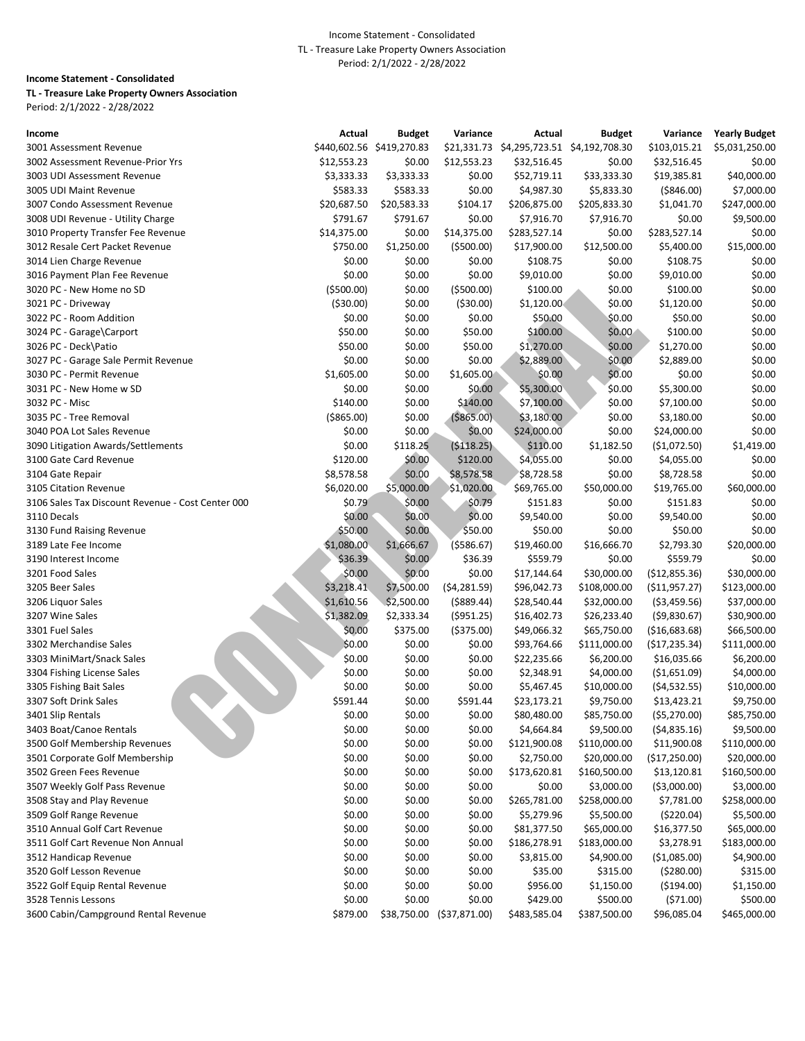Income Statement - Consolidated
TL - Treasure Lake Property Owners Association
Period: 2/1/2022 - 2/28/2022

**Income Statement - Consolidated**

**TL - Treasure Lake Property Owners Association**

Period: 2/1/2022 - 2/28/2022

| Income | Actual | Budget | Variance | Actual | Budget | Variance | Yearly Budget |
|---|---|---|---|---|---|---|---|
| 3001 Assessment Revenue | $440,602.56 | $419,270.83 | $21,331.73 | $4,295,723.51 | $4,192,708.30 | $103,015.21 | $5,031,250.00 |
| 3002 Assessment Revenue-Prior Yrs | $12,553.23 | $0.00 | $12,553.23 | $32,516.45 | $0.00 | $32,516.45 | $0.00 |
| 3003 UDI Assessment Revenue | $3,333.33 | $3,333.33 | $0.00 | $52,719.11 | $33,333.30 | $19,385.81 | $40,000.00 |
| 3005 UDI Maint Revenue | $583.33 | $583.33 | $0.00 | $4,987.30 | $5,833.30 | ($846.00) | $7,000.00 |
| 3007 Condo Assessment Revenue | $20,687.50 | $20,583.33 | $104.17 | $206,875.00 | $205,833.30 | $1,041.70 | $247,000.00 |
| 3008 UDI Revenue - Utility Charge | $791.67 | $791.67 | $0.00 | $7,916.70 | $7,916.70 | $0.00 | $9,500.00 |
| 3010 Property Transfer Fee Revenue | $14,375.00 | $0.00 | $14,375.00 | $283,527.14 | $0.00 | $283,527.14 | $0.00 |
| 3012 Resale Cert Packet Revenue | $750.00 | $1,250.00 | ($500.00) | $17,900.00 | $12,500.00 | $5,400.00 | $15,000.00 |
| 3014 Lien Charge Revenue | $0.00 | $0.00 | $0.00 | $108.75 | $0.00 | $108.75 | $0.00 |
| 3016 Payment Plan Fee Revenue | $0.00 | $0.00 | $0.00 | $9,010.00 | $0.00 | $9,010.00 | $0.00 |
| 3020 PC - New Home no SD | ($500.00) | $0.00 | ($500.00) | $100.00 | $0.00 | $100.00 | $0.00 |
| 3021 PC - Driveway | ($30.00) | $0.00 | ($30.00) | $1,120.00 | $0.00 | $1,120.00 | $0.00 |
| 3022 PC - Room Addition | $0.00 | $0.00 | $0.00 | $50.00 | $0.00 | $50.00 | $0.00 |
| 3024 PC - Garage\Carport | $50.00 | $0.00 | $50.00 | $100.00 | $0.00 | $100.00 | $0.00 |
| 3026 PC - Deck\Patio | $50.00 | $0.00 | $50.00 | $1,270.00 | $0.00 | $1,270.00 | $0.00 |
| 3027 PC - Garage Sale Permit Revenue | $0.00 | $0.00 | $0.00 | $2,889.00 | $0.00 | $2,889.00 | $0.00 |
| 3030 PC - Permit Revenue | $1,605.00 | $0.00 | $1,605.00 | $0.00 | $0.00 | $0.00 | $0.00 |
| 3031 PC - New Home w SD | $0.00 | $0.00 | $0.00 | $5,300.00 | $0.00 | $5,300.00 | $0.00 |
| 3032 PC - Misc | $140.00 | $0.00 | $140.00 | $7,100.00 | $0.00 | $7,100.00 | $0.00 |
| 3035 PC - Tree Removal | ($865.00) | $0.00 | ($865.00) | $3,180.00 | $0.00 | $3,180.00 | $0.00 |
| 3040 POA Lot Sales Revenue | $0.00 | $0.00 | $0.00 | $24,000.00 | $0.00 | $24,000.00 | $0.00 |
| 3090 Litigation Awards/Settlements | $0.00 | $118.25 | ($118.25) | $110.00 | $1,182.50 | ($1,072.50) | $1,419.00 |
| 3100 Gate Card Revenue | $120.00 | $0.00 | $120.00 | $4,055.00 | $0.00 | $4,055.00 | $0.00 |
| 3104 Gate Repair | $8,578.58 | $0.00 | $8,578.58 | $8,728.58 | $0.00 | $8,728.58 | $0.00 |
| 3105 Citation Revenue | $6,020.00 | $5,000.00 | $1,020.00 | $69,765.00 | $50,000.00 | $19,765.00 | $60,000.00 |
| 3106 Sales Tax Discount Revenue - Cost Center 000 | $0.79 | $0.00 | $0.79 | $151.83 | $0.00 | $151.83 | $0.00 |
| 3110 Decals | $0.00 | $0.00 | $0.00 | $9,540.00 | $0.00 | $9,540.00 | $0.00 |
| 3130 Fund Raising Revenue | $50.00 | $0.00 | $50.00 | $50.00 | $0.00 | $50.00 | $0.00 |
| 3189 Late Fee Income | $1,080.00 | $1,666.67 | ($586.67) | $19,460.00 | $16,666.70 | $2,793.30 | $20,000.00 |
| 3190 Interest Income | $36.39 | $0.00 | $36.39 | $559.79 | $0.00 | $559.79 | $0.00 |
| 3201 Food Sales | $0.00 | $0.00 | $0.00 | $17,144.64 | $30,000.00 | ($12,855.36) | $30,000.00 |
| 3205 Beer Sales | $3,218.41 | $7,500.00 | ($4,281.59) | $96,042.73 | $108,000.00 | ($11,957.27) | $123,000.00 |
| 3206 Liquor Sales | $1,610.56 | $2,500.00 | ($889.44) | $28,540.44 | $32,000.00 | ($3,459.56) | $37,000.00 |
| 3207 Wine Sales | $1,382.09 | $2,333.34 | ($951.25) | $16,402.73 | $26,233.40 | ($9,830.67) | $30,900.00 |
| 3301 Fuel Sales | $0.00 | $375.00 | ($375.00) | $49,066.32 | $65,750.00 | ($16,683.68) | $66,500.00 |
| 3302 Merchandise Sales | $0.00 | $0.00 | $0.00 | $93,764.66 | $111,000.00 | ($17,235.34) | $111,000.00 |
| 3303 MiniMart/Snack Sales | $0.00 | $0.00 | $0.00 | $22,235.66 | $6,200.00 | $16,035.66 | $6,200.00 |
| 3304 Fishing License Sales | $0.00 | $0.00 | $0.00 | $2,348.91 | $4,000.00 | ($1,651.09) | $4,000.00 |
| 3305 Fishing Bait Sales | $0.00 | $0.00 | $0.00 | $5,467.45 | $10,000.00 | ($4,532.55) | $10,000.00 |
| 3307 Soft Drink Sales | $591.44 | $0.00 | $591.44 | $23,173.21 | $9,750.00 | $13,423.21 | $9,750.00 |
| 3401 Slip Rentals | $0.00 | $0.00 | $0.00 | $80,480.00 | $85,750.00 | ($5,270.00) | $85,750.00 |
| 3403 Boat/Canoe Rentals | $0.00 | $0.00 | $0.00 | $4,664.84 | $9,500.00 | ($4,835.16) | $9,500.00 |
| 3500 Golf Membership Revenues | $0.00 | $0.00 | $0.00 | $121,900.08 | $110,000.00 | $11,900.08 | $110,000.00 |
| 3501 Corporate Golf Membership | $0.00 | $0.00 | $0.00 | $2,750.00 | $20,000.00 | ($17,250.00) | $20,000.00 |
| 3502 Green Fees Revenue | $0.00 | $0.00 | $0.00 | $173,620.81 | $160,500.00 | $13,120.81 | $160,500.00 |
| 3507 Weekly Golf Pass Revenue | $0.00 | $0.00 | $0.00 | $0.00 | $3,000.00 | ($3,000.00) | $3,000.00 |
| 3508 Stay and Play Revenue | $0.00 | $0.00 | $0.00 | $265,781.00 | $258,000.00 | $7,781.00 | $258,000.00 |
| 3509 Golf Range Revenue | $0.00 | $0.00 | $0.00 | $5,279.96 | $5,500.00 | ($220.04) | $5,500.00 |
| 3510 Annual Golf Cart Revenue | $0.00 | $0.00 | $0.00 | $81,377.50 | $65,000.00 | $16,377.50 | $65,000.00 |
| 3511 Golf Cart Revenue Non Annual | $0.00 | $0.00 | $0.00 | $186,278.91 | $183,000.00 | $3,278.91 | $183,000.00 |
| 3512 Handicap Revenue | $0.00 | $0.00 | $0.00 | $3,815.00 | $4,900.00 | ($1,085.00) | $4,900.00 |
| 3520 Golf Lesson Revenue | $0.00 | $0.00 | $0.00 | $35.00 | $315.00 | ($280.00) | $315.00 |
| 3522 Golf Equip Rental Revenue | $0.00 | $0.00 | $0.00 | $956.00 | $1,150.00 | ($194.00) | $1,150.00 |
| 3528 Tennis Lessons | $0.00 | $0.00 | $0.00 | $429.00 | $500.00 | ($71.00) | $500.00 |
| 3600 Cabin/Campground Rental Revenue | $879.00 | $38,750.00 | ($37,871.00) | $483,585.04 | $387,500.00 | $96,085.04 | $465,000.00 |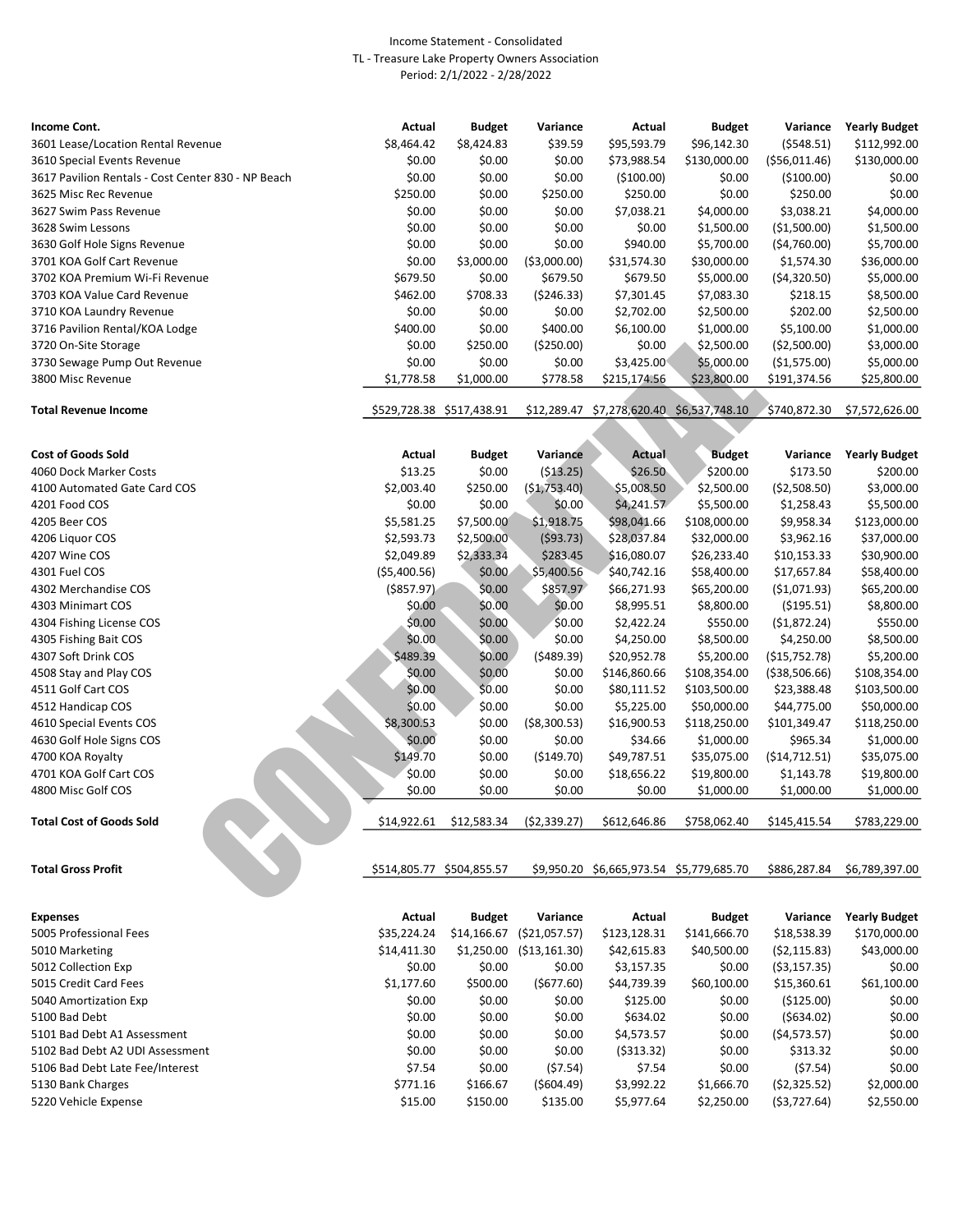Income Statement - Consolidated
TL - Treasure Lake Property Owners Association
Period: 2/1/2022 - 2/28/2022

| Income Cont. | Actual | Budget | Variance | Actual | Budget | Variance | Yearly Budget |
|---|---|---|---|---|---|---|---|
| 3601 Lease/Location Rental Revenue | $8,464.42 | $8,424.83 | $39.59 | $95,593.79 | $96,142.30 | ($548.51) | $112,992.00 |
| 3610 Special Events Revenue | $0.00 | $0.00 | $0.00 | $73,988.54 | $130,000.00 | ($56,011.46) | $130,000.00 |
| 3617 Pavilion Rentals - Cost Center 830 - NP Beach | $0.00 | $0.00 | $0.00 | ($100.00) | $0.00 | ($100.00) | $0.00 |
| 3625 Misc Rec Revenue | $250.00 | $0.00 | $250.00 | $250.00 | $0.00 | $250.00 | $0.00 |
| 3627 Swim Pass Revenue | $0.00 | $0.00 | $0.00 | $7,038.21 | $4,000.00 | $3,038.21 | $4,000.00 |
| 3628 Swim Lessons | $0.00 | $0.00 | $0.00 | $0.00 | $1,500.00 | ($1,500.00) | $1,500.00 |
| 3630 Golf Hole Signs Revenue | $0.00 | $0.00 | $0.00 | $940.00 | $5,700.00 | ($4,760.00) | $5,700.00 |
| 3701 KOA Golf Cart Revenue | $0.00 | $3,000.00 | ($3,000.00) | $31,574.30 | $30,000.00 | $1,574.30 | $36,000.00 |
| 3702 KOA Premium Wi-Fi Revenue | $679.50 | $0.00 | $679.50 | $679.50 | $5,000.00 | ($4,320.50) | $5,000.00 |
| 3703 KOA Value Card Revenue | $462.00 | $708.33 | ($246.33) | $7,301.45 | $7,083.30 | $218.15 | $8,500.00 |
| 3710 KOA Laundry Revenue | $0.00 | $0.00 | $0.00 | $2,702.00 | $2,500.00 | $202.00 | $2,500.00 |
| 3716 Pavilion Rental/KOA Lodge | $400.00 | $0.00 | $400.00 | $6,100.00 | $1,000.00 | $5,100.00 | $1,000.00 |
| 3720 On-Site Storage | $0.00 | $250.00 | ($250.00) | $0.00 | $2,500.00 | ($2,500.00) | $3,000.00 |
| 3730 Sewage Pump Out Revenue | $0.00 | $0.00 | $0.00 | $3,425.00 | $5,000.00 | ($1,575.00) | $5,000.00 |
| 3800 Misc Revenue | $1,778.58 | $1,000.00 | $778.58 | $215,174.56 | $23,800.00 | $191,374.56 | $25,800.00 |
| **Total Revenue Income** | $529,728.38 | $517,438.91 | $12,289.47 | $7,278,620.40 | $6,537,748.10 | $740,872.30 | $7,572,626.00 |

| Cost of Goods Sold | Actual | Budget | Variance | Actual | Budget | Variance | Yearly Budget |
|---|---|---|---|---|---|---|---|
| 4060 Dock Marker Costs | $13.25 | $0.00 | ($13.25) | $26.50 | $200.00 | $173.50 | $200.00 |
| 4100 Automated Gate Card COS | $2,003.40 | $250.00 | ($1,753.40) | $5,008.50 | $2,500.00 | ($2,508.50) | $3,000.00 |
| 4201 Food COS | $0.00 | $0.00 | $0.00 | $4,241.57 | $5,500.00 | $1,258.43 | $5,500.00 |
| 4205 Beer COS | $5,581.25 | $7,500.00 | $1,918.75 | $98,041.66 | $108,000.00 | $9,958.34 | $123,000.00 |
| 4206 Liquor COS | $2,593.73 | $2,500.00 | ($93.73) | $28,037.84 | $32,000.00 | $3,962.16 | $37,000.00 |
| 4207 Wine COS | $2,049.89 | $2,333.34 | $283.45 | $16,080.07 | $26,233.40 | $10,153.33 | $30,900.00 |
| 4301 Fuel COS | ($5,400.56) | $0.00 | $5,400.56 | $40,742.16 | $58,400.00 | $17,657.84 | $58,400.00 |
| 4302 Merchandise COS | ($857.97) | $0.00 | $857.97 | $66,271.93 | $65,200.00 | ($1,071.93) | $65,200.00 |
| 4303 Minimart COS | $0.00 | $0.00 | $0.00 | $8,995.51 | $8,800.00 | ($195.51) | $8,800.00 |
| 4304 Fishing License COS | $0.00 | $0.00 | $0.00 | $2,422.24 | $550.00 | ($1,872.24) | $550.00 |
| 4305 Fishing Bait COS | $0.00 | $0.00 | $0.00 | $4,250.00 | $8,500.00 | $4,250.00 | $8,500.00 |
| 4307 Soft Drink COS | $489.39 | $0.00 | ($489.39) | $20,952.78 | $5,200.00 | ($15,752.78) | $5,200.00 |
| 4508 Stay and Play COS | $0.00 | $0.00 | $0.00 | $146,860.66 | $108,354.00 | ($38,506.66) | $108,354.00 |
| 4511 Golf Cart COS | $0.00 | $0.00 | $0.00 | $80,111.52 | $103,500.00 | $23,388.48 | $103,500.00 |
| 4512 Handicap COS | $0.00 | $0.00 | $0.00 | $5,225.00 | $50,000.00 | $44,775.00 | $50,000.00 |
| 4610 Special Events COS | $8,300.53 | $0.00 | ($8,300.53) | $16,900.53 | $118,250.00 | $101,349.47 | $118,250.00 |
| 4630 Golf Hole Signs COS | $0.00 | $0.00 | $0.00 | $34.66 | $1,000.00 | $965.34 | $1,000.00 |
| 4700 KOA Royalty | $149.70 | $0.00 | ($149.70) | $49,787.51 | $35,075.00 | ($14,712.51) | $35,075.00 |
| 4701 KOA Golf Cart COS | $0.00 | $0.00 | $0.00 | $18,656.22 | $19,800.00 | $1,143.78 | $19,800.00 |
| 4800 Misc Golf COS | $0.00 | $0.00 | $0.00 | $0.00 | $1,000.00 | $1,000.00 | $1,000.00 |
| **Total Cost of Goods Sold** | $14,922.61 | $12,583.34 | ($2,339.27) | $612,646.86 | $758,062.40 | $145,415.54 | $783,229.00 |
| **Total Gross Profit** | $514,805.77 | $504,855.57 | $9,950.20 | $6,665,973.54 | $5,779,685.70 | $886,287.84 | $6,789,397.00 |

| Expenses | Actual | Budget | Variance | Actual | Budget | Variance | Yearly Budget |
|---|---|---|---|---|---|---|---|
| 5005 Professional Fees | $35,224.24 | $14,166.67 | ($21,057.57) | $123,128.31 | $141,666.70 | $18,538.39 | $170,000.00 |
| 5010 Marketing | $14,411.30 | $1,250.00 | ($13,161.30) | $42,615.83 | $40,500.00 | ($2,115.83) | $43,000.00 |
| 5012 Collection Exp | $0.00 | $0.00 | $0.00 | $3,157.35 | $0.00 | ($3,157.35) | $0.00 |
| 5015 Credit Card Fees | $1,177.60 | $500.00 | ($677.60) | $44,739.39 | $60,100.00 | $15,360.61 | $61,100.00 |
| 5040 Amortization Exp | $0.00 | $0.00 | $0.00 | $125.00 | $0.00 | ($125.00) | $0.00 |
| 5100 Bad Debt | $0.00 | $0.00 | $0.00 | $634.02 | $0.00 | ($634.02) | $0.00 |
| 5101 Bad Debt A1 Assessment | $0.00 | $0.00 | $0.00 | $4,573.57 | $0.00 | ($4,573.57) | $0.00 |
| 5102 Bad Debt A2 UDI Assessment | $0.00 | $0.00 | $0.00 | ($313.32) | $0.00 | $313.32 | $0.00 |
| 5106 Bad Debt Late Fee/Interest | $7.54 | $0.00 | ($7.54) | $7.54 | $0.00 | ($7.54) | $0.00 |
| 5130 Bank Charges | $771.16 | $166.67 | ($604.49) | $3,992.22 | $1,666.70 | ($2,325.52) | $2,000.00 |
| 5220 Vehicle Expense | $15.00 | $150.00 | $135.00 | $5,977.64 | $2,250.00 | ($3,727.64) | $2,550.00 |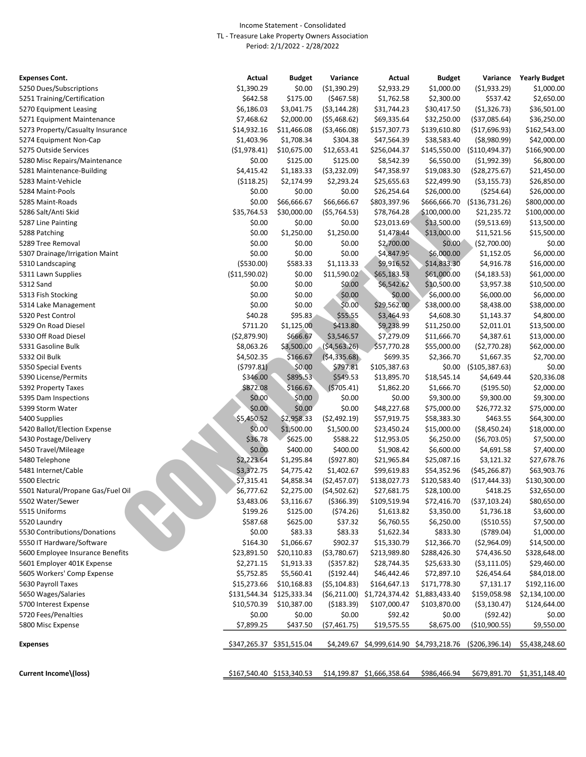Income Statement - Consolidated

TL - Treasure Lake Property Owners Association

Period: 2/1/2022 - 2/28/2022

| Expenses Cont. | Actual | Budget | Variance | Actual | Budget | Variance | Yearly Budget |
|---|---|---|---|---|---|---|---|
| 5250 Dues/Subscriptions | $1,390.29 | $0.00 | ($1,390.29) | $2,933.29 | $1,000.00 | ($1,933.29) | $1,000.00 |
| 5251 Training/Certification | $642.58 | $175.00 | ($467.58) | $1,762.58 | $2,300.00 | $537.42 | $2,650.00 |
| 5270 Equipment Leasing | $6,186.03 | $3,041.75 | ($3,144.28) | $31,744.23 | $30,417.50 | ($1,326.73) | $36,501.00 |
| 5271 Equipment Maintenance | $7,468.62 | $2,000.00 | ($5,468.62) | $69,335.64 | $32,250.00 | ($37,085.64) | $36,250.00 |
| 5273 Property/Casualty Insurance | $14,932.16 | $11,466.08 | ($3,466.08) | $157,307.73 | $139,610.80 | ($17,696.93) | $162,543.00 |
| 5274 Equipment Non-Cap | $1,403.96 | $1,708.34 | $304.38 | $47,564.39 | $38,583.40 | ($8,980.99) | $42,000.00 |
| 5275 Outside Services | ($1,978.41) | $10,675.00 | $12,653.41 | $256,044.37 | $145,550.00 | ($110,494.37) | $166,900.00 |
| 5280 Misc Repairs/Maintenance | $0.00 | $125.00 | $125.00 | $8,542.39 | $6,550.00 | ($1,992.39) | $6,800.00 |
| 5281 Maintenance-Building | $4,415.42 | $1,183.33 | ($3,232.09) | $47,358.97 | $19,083.30 | ($28,275.67) | $21,450.00 |
| 5283 Maint-Vehicle | ($118.25) | $2,174.99 | $2,293.24 | $25,655.63 | $22,499.90 | ($3,155.73) | $26,850.00 |
| 5284 Maint-Pools | $0.00 | $0.00 | $0.00 | $26,254.64 | $26,000.00 | ($254.64) | $26,000.00 |
| 5285 Maint-Roads | $0.00 | $66,666.67 | $66,666.67 | $803,397.96 | $666,666.70 | ($136,731.26) | $800,000.00 |
| 5286 Salt/Anti Skid | $35,764.53 | $30,000.00 | ($5,764.53) | $78,764.28 | $100,000.00 | $21,235.72 | $100,000.00 |
| 5287 Line Painting | $0.00 | $0.00 | $0.00 | $23,013.69 | $13,500.00 | ($9,513.69) | $13,500.00 |
| 5288 Patching | $0.00 | $1,250.00 | $1,250.00 | $1,478.44 | $13,000.00 | $11,521.56 | $15,500.00 |
| 5289 Tree Removal | $0.00 | $0.00 | $0.00 | $2,700.00 | $0.00 | ($2,700.00) | $0.00 |
| 5307 Drainage/Irrigation Maint | $0.00 | $0.00 | $0.00 | $4,847.95 | $6,000.00 | $1,152.05 | $6,000.00 |
| 5310 Landscaping | ($530.00) | $583.33 | $1,113.33 | $9,916.52 | $14,833.30 | $4,916.78 | $16,000.00 |
| 5311 Lawn Supplies | ($11,590.02) | $0.00 | $11,590.02 | $65,183.53 | $61,000.00 | ($4,183.53) | $61,000.00 |
| 5312 Sand | $0.00 | $0.00 | $0.00 | $6,542.62 | $10,500.00 | $3,957.38 | $10,500.00 |
| 5313 Fish Stocking | $0.00 | $0.00 | $0.00 | $0.00 | $6,000.00 | $6,000.00 | $6,000.00 |
| 5314 Lake Management | $0.00 | $0.00 | $0.00 | $29,562.00 | $38,000.00 | $8,438.00 | $38,000.00 |
| 5320 Pest Control | $40.28 | $95.83 | $55.55 | $3,464.93 | $4,608.30 | $1,143.37 | $4,800.00 |
| 5329 On Road Diesel | $711.20 | $1,125.00 | $413.80 | $9,238.99 | $11,250.00 | $2,011.01 | $13,500.00 |
| 5330 Off Road Diesel | ($2,879.90) | $666.67 | $3,546.57 | $7,279.09 | $11,666.70 | $4,387.61 | $13,000.00 |
| 5331 Gasoline Bulk | $8,063.26 | $3,500.00 | ($4,563.26) | $57,770.28 | $55,000.00 | ($2,770.28) | $62,000.00 |
| 5332 Oil Bulk | $4,502.35 | $166.67 | ($4,335.68) | $699.35 | $2,366.70 | $1,667.35 | $2,700.00 |
| 5350 Special Events | ($797.81) | $0.00 | $797.81 | $105,387.63 | $0.00 | ($105,387.63) | $0.00 |
| 5390 License/Permits | $346.00 | $895.53 | $549.53 | $13,895.70 | $18,545.14 | $4,649.44 | $20,336.08 |
| 5392 Property Taxes | $872.08 | $166.67 | ($705.41) | $1,862.20 | $1,666.70 | ($195.50) | $2,000.00 |
| 5395 Dam Inspections | $0.00 | $0.00 | $0.00 | $0.00 | $9,300.00 | $9,300.00 | $9,300.00 |
| 5399 Storm Water | $0.00 | $0.00 | $0.00 | $48,227.68 | $75,000.00 | $26,772.32 | $75,000.00 |
| 5400 Supplies | $5,450.52 | $2,958.33 | ($2,492.19) | $57,919.75 | $58,383.30 | $463.55 | $64,300.00 |
| 5420 Ballot/Election Expense | $0.00 | $1,500.00 | $1,500.00 | $23,450.24 | $15,000.00 | ($8,450.24) | $18,000.00 |
| 5430 Postage/Delivery | $36.78 | $625.00 | $588.22 | $12,953.05 | $6,250.00 | ($6,703.05) | $7,500.00 |
| 5450 Travel/Mileage | $0.00 | $400.00 | $400.00 | $1,908.42 | $6,600.00 | $4,691.58 | $7,400.00 |
| 5480 Telephone | $2,223.64 | $1,295.84 | ($927.80) | $21,965.84 | $25,087.16 | $3,121.32 | $27,678.76 |
| 5481 Internet/Cable | $3,372.75 | $4,775.42 | $1,402.67 | $99,619.83 | $54,352.96 | ($45,266.87) | $63,903.76 |
| 5500 Electric | $7,315.41 | $4,858.34 | ($2,457.07) | $138,027.73 | $120,583.40 | ($17,444.33) | $130,300.00 |
| 5501 Natural/Propane Gas/Fuel Oil | $6,777.62 | $2,275.00 | ($4,502.62) | $27,681.75 | $28,100.00 | $418.25 | $32,650.00 |
| 5502 Water/Sewer | $3,483.06 | $3,116.67 | ($366.39) | $109,519.94 | $72,416.70 | ($37,103.24) | $80,650.00 |
| 5515 Uniforms | $199.26 | $125.00 | ($74.26) | $1,613.82 | $3,350.00 | $1,736.18 | $3,600.00 |
| 5520 Laundry | $587.68 | $625.00 | $37.32 | $6,760.55 | $6,250.00 | ($510.55) | $7,500.00 |
| 5530 Contributions/Donations | $0.00 | $83.33 | $83.33 | $1,622.34 | $833.30 | ($789.04) | $1,000.00 |
| 5550 IT Hardware/Software | $164.30 | $1,066.67 | $902.37 | $15,330.79 | $12,366.70 | ($2,964.09) | $14,500.00 |
| 5600 Employee Insurance Benefits | $23,891.50 | $20,110.83 | ($3,780.67) | $213,989.80 | $288,426.30 | $74,436.50 | $328,648.00 |
| 5601 Employer 401K Expense | $2,271.15 | $1,913.33 | ($357.82) | $28,744.35 | $25,633.30 | ($3,111.05) | $29,460.00 |
| 5605 Workers' Comp Expense | $5,752.85 | $5,560.41 | ($192.44) | $46,442.46 | $72,897.10 | $26,454.64 | $84,018.00 |
| 5630 Payroll Taxes | $15,273.66 | $10,168.83 | ($5,104.83) | $164,647.13 | $171,778.30 | $7,131.17 | $192,116.00 |
| 5650 Wages/Salaries | $131,544.34 | $125,333.34 | ($6,211.00) | $1,724,374.42 | $1,883,433.40 | $159,058.98 | $2,134,100.00 |
| 5700 Interest Expense | $10,570.39 | $10,387.00 | ($183.39) | $107,000.47 | $103,870.00 | ($3,130.47) | $124,644.00 |
| 5720 Fees/Penalties | $0.00 | $0.00 | $0.00 | $92.42 | $0.00 | ($92.42) | $0.00 |
| 5800 Misc Expense | $7,899.25 | $437.50 | ($7,461.75) | $19,575.55 | $8,675.00 | ($10,900.55) | $9,550.00 |
| **Expenses** | $347,265.37 | $351,515.04 | $4,249.67 | $4,999,614.90 | $4,793,218.76 | ($206,396.14) | $5,438,248.60 |
| **Current Income\(loss)** | $167,540.40 | $153,340.53 | $14,199.87 | $1,666,358.64 | $986,466.94 | $679,891.70 | $1,351,148.40 |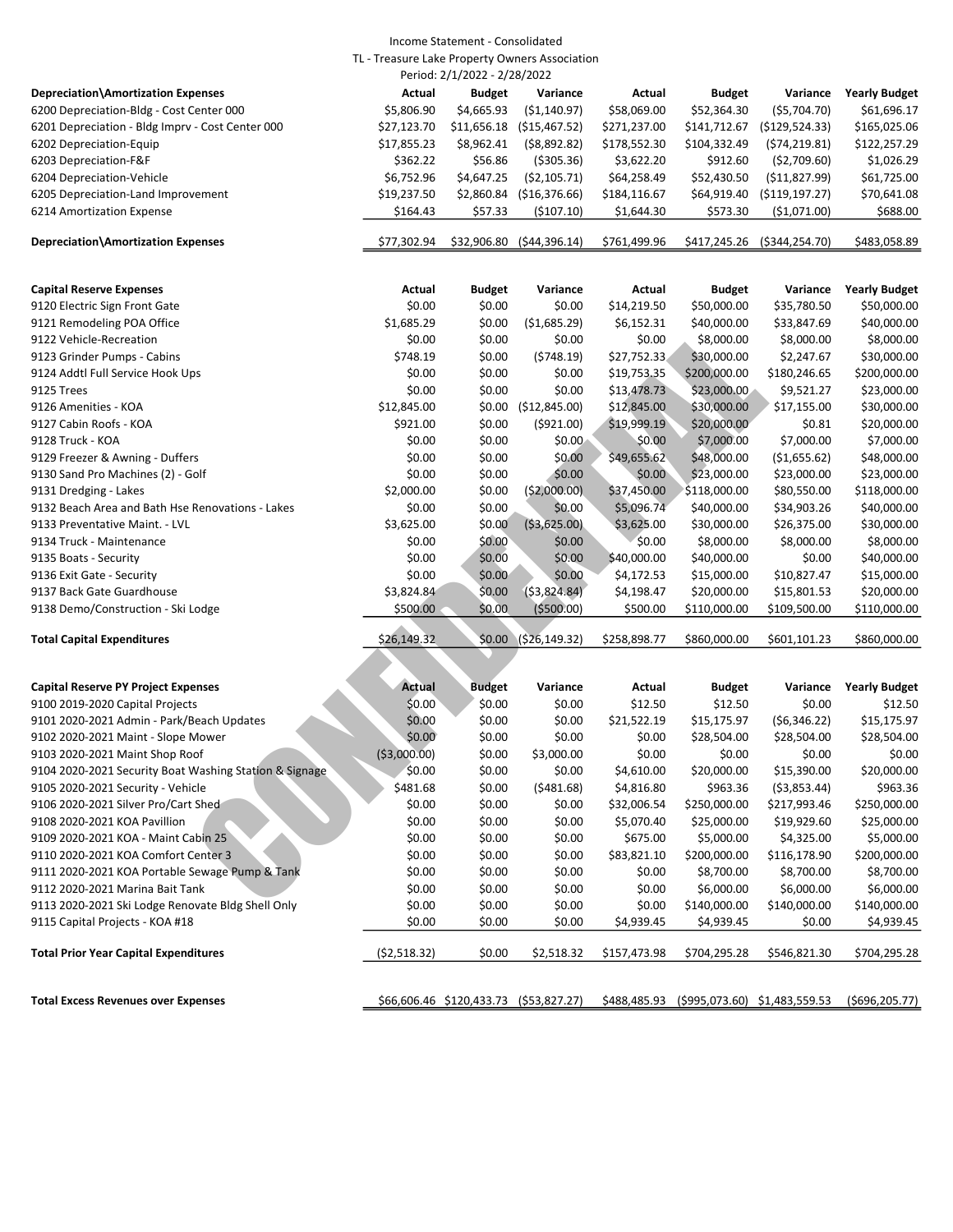Income Statement - Consolidated

TL - Treasure Lake Property Owners Association

Period: 2/1/2022 - 2/28/2022

| Depreciation\Amortization Expenses | Actual | Budget | Variance | Actual | Budget | Variance | Yearly Budget |
|---|---|---|---|---|---|---|---|
| 6200 Depreciation-Bldg - Cost Center 000 | $5,806.90 | $4,665.93 | ($1,140.97) | $58,069.00 | $52,364.30 | ($5,704.70) | $61,696.17 |
| 6201 Depreciation - Bldg Imprv - Cost Center 000 | $27,123.70 | $11,656.18 | ($15,467.52) | $271,237.00 | $141,712.67 | ($129,524.33) | $165,025.06 |
| 6202 Depreciation-Equip | $17,855.23 | $8,962.41 | ($8,892.82) | $178,552.30 | $104,332.49 | ($74,219.81) | $122,257.29 |
| 6203 Depreciation-F&F | $362.22 | $56.86 | ($305.36) | $3,622.20 | $912.60 | ($2,709.60) | $1,026.29 |
| 6204 Depreciation-Vehicle | $6,752.96 | $4,647.25 | ($2,105.71) | $64,258.49 | $52,430.50 | ($11,827.99) | $61,725.00 |
| 6205 Depreciation-Land Improvement | $19,237.50 | $2,860.84 | ($16,376.66) | $184,116.67 | $64,919.40 | ($119,197.27) | $70,641.08 |
| 6214 Amortization Expense | $164.43 | $57.33 | ($107.10) | $1,644.30 | $573.30 | ($1,071.00) | $688.00 |
| **Depreciation\Amortization Expenses** | $77,302.94 | $32,906.80 | ($44,396.14) | $761,499.96 | $417,245.26 | ($344,254.70) | $483,058.89 |

| Capital Reserve Expenses | Actual | Budget | Variance | Actual | Budget | Variance | Yearly Budget |
|---|---|---|---|---|---|---|---|
| 9120 Electric Sign Front Gate | $0.00 | $0.00 | $0.00 | $14,219.50 | $50,000.00 | $35,780.50 | $50,000.00 |
| 9121 Remodeling POA Office | $1,685.29 | $0.00 | ($1,685.29) | $6,152.31 | $40,000.00 | $33,847.69 | $40,000.00 |
| 9122 Vehicle-Recreation | $0.00 | $0.00 | $0.00 | $0.00 | $8,000.00 | $8,000.00 | $8,000.00 |
| 9123 Grinder Pumps - Cabins | $748.19 | $0.00 | ($748.19) | $27,752.33 | $30,000.00 | $2,247.67 | $30,000.00 |
| 9124 Addtl Full Service Hook Ups | $0.00 | $0.00 | $0.00 | $19,753.35 | $200,000.00 | $180,246.65 | $200,000.00 |
| 9125 Trees | $0.00 | $0.00 | $0.00 | $13,478.73 | $23,000.00 | $9,521.27 | $23,000.00 |
| 9126 Amenities - KOA | $12,845.00 | $0.00 | ($12,845.00) | $12,845.00 | $30,000.00 | $17,155.00 | $30,000.00 |
| 9127 Cabin Roofs - KOA | $921.00 | $0.00 | ($921.00) | $19,999.19 | $20,000.00 | $0.81 | $20,000.00 |
| 9128 Truck - KOA | $0.00 | $0.00 | $0.00 | $0.00 | $7,000.00 | $7,000.00 | $7,000.00 |
| 9129 Freezer & Awning - Duffers | $0.00 | $0.00 | $0.00 | $49,655.62 | $48,000.00 | ($1,655.62) | $48,000.00 |
| 9130 Sand Pro Machines (2) - Golf | $0.00 | $0.00 | $0.00 | $0.00 | $23,000.00 | $23,000.00 | $23,000.00 |
| 9131 Dredging - Lakes | $2,000.00 | $0.00 | ($2,000.00) | $37,450.00 | $118,000.00 | $80,550.00 | $118,000.00 |
| 9132 Beach Area and Bath Hse Renovations - Lakes | $0.00 | $0.00 | $0.00 | $5,096.74 | $40,000.00 | $34,903.26 | $40,000.00 |
| 9133 Preventative Maint. - LVL | $3,625.00 | $0.00 | ($3,625.00) | $3,625.00 | $30,000.00 | $26,375.00 | $30,000.00 |
| 9134 Truck - Maintenance | $0.00 | $0.00 | $0.00 | $0.00 | $8,000.00 | $8,000.00 | $8,000.00 |
| 9135 Boats - Security | $0.00 | $0.00 | $0.00 | $40,000.00 | $40,000.00 | $0.00 | $40,000.00 |
| 9136 Exit Gate - Security | $0.00 | $0.00 | $0.00 | $4,172.53 | $15,000.00 | $10,827.47 | $15,000.00 |
| 9137 Back Gate Guardhouse | $3,824.84 | $0.00 | ($3,824.84) | $4,198.47 | $20,000.00 | $15,801.53 | $20,000.00 |
| 9138 Demo/Construction - Ski Lodge | $500.00 | $0.00 | ($500.00) | $500.00 | $110,000.00 | $109,500.00 | $110,000.00 |
| **Total Capital Expenditures** | $26,149.32 | $0.00 | ($26,149.32) | $258,898.77 | $860,000.00 | $601,101.23 | $860,000.00 |

| Capital Reserve PY Project Expenses | Actual | Budget | Variance | Actual | Budget | Variance | Yearly Budget |
|---|---|---|---|---|---|---|---|
| 9100 2019-2020 Capital Projects | $0.00 | $0.00 | $0.00 | $12.50 | $12.50 | $0.00 | $12.50 |
| 9101 2020-2021 Admin - Park/Beach Updates | $0.00 | $0.00 | $0.00 | $21,522.19 | $15,175.97 | ($6,346.22) | $15,175.97 |
| 9102 2020-2021 Maint - Slope Mower | $0.00 | $0.00 | $0.00 | $0.00 | $28,504.00 | $28,504.00 | $28,504.00 |
| 9103 2020-2021 Maint Shop Roof | ($3,000.00) | $0.00 | $3,000.00 | $0.00 | $0.00 | $0.00 | $0.00 |
| 9104 2020-2021 Security Boat Washing Station & Signage | $0.00 | $0.00 | $0.00 | $4,610.00 | $20,000.00 | $15,390.00 | $20,000.00 |
| 9105 2020-2021 Security - Vehicle | $481.68 | $0.00 | ($481.68) | $4,816.80 | $963.36 | ($3,853.44) | $963.36 |
| 9106 2020-2021 Silver Pro/Cart Shed | $0.00 | $0.00 | $0.00 | $32,006.54 | $250,000.00 | $217,993.46 | $250,000.00 |
| 9108 2020-2021 KOA Pavillion | $0.00 | $0.00 | $0.00 | $5,070.40 | $25,000.00 | $19,929.60 | $25,000.00 |
| 9109 2020-2021 KOA - Maint Cabin 25 | $0.00 | $0.00 | $0.00 | $675.00 | $5,000.00 | $4,325.00 | $5,000.00 |
| 9110 2020-2021 KOA Comfort Center 3 | $0.00 | $0.00 | $0.00 | $83,821.10 | $200,000.00 | $116,178.90 | $200,000.00 |
| 9111 2020-2021 KOA Portable Sewage Pump & Tank | $0.00 | $0.00 | $0.00 | $0.00 | $8,700.00 | $8,700.00 | $8,700.00 |
| 9112 2020-2021 Marina Bait Tank | $0.00 | $0.00 | $0.00 | $0.00 | $6,000.00 | $6,000.00 | $6,000.00 |
| 9113 2020-2021 Ski Lodge Renovate Bldg Shell Only | $0.00 | $0.00 | $0.00 | $0.00 | $140,000.00 | $140,000.00 | $140,000.00 |
| 9115 Capital Projects - KOA #18 | $0.00 | $0.00 | $0.00 | $4,939.45 | $4,939.45 | $0.00 | $4,939.45 |
| **Total Prior Year Capital Expenditures** | ($2,518.32) | $0.00 | $2,518.32 | $157,473.98 | $704,295.28 | $546,821.30 | $704,295.28 |
| **Total Excess Revenues over Expenses** | $66,606.46 | $120,433.73 | ($53,827.27) | $488,485.93 | ($995,073.60) | $1,483,559.53 | ($696,205.77) |